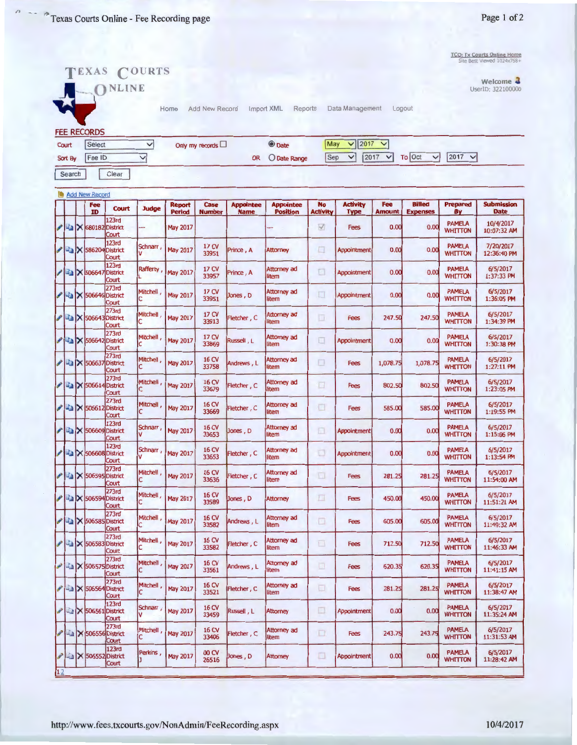Texas Courts Online - Fee Recording page

TCO: Tx Courts Online Home
Site Best Viewed 1024x758+

# TEXAS COURTS ONLINE

Welcome
UserID: 322100000

Home | Add New Record | Import XML | Reports | Data Management | Logout

## FEE RECORDS

Court: Select | Only my records ☐ | ◉ Date: May 2017
Sort By: Fee ID | OR ○ Date Range: Sep 2017 To Oct 2017

Search | Clear

Add New Record

| Fee ID | Court | Judge | Report Period | Case Number | Appointee Name | Appointee Position | No Activity | Activity Type | Fee Amount | Billed Expenses | Prepared By | Submission Date |
|---|---|---|---|---|---|---|---|---|---|---|---|---|
| 680182 | 123rd District Court | --- | May 2017 | | | --- | ☑ | Fees | 0.00 | 0.00 | PAMELA WHITTON | 10/4/2017 10:07:32 AM |
| 586204 | 123rd District Court | Schnarr, V | May 2017 | 17 CV 33951 | Prince, A | Attorney | ☐ | Appointment | 0.00 | 0.00 | PAMELA WHITTON | 7/20/2017 12:36:40 PM |
| 506647 | 123rd District Court | Rafferty, L | May 2017 | 17 CV 33957 | Prince, A | Attorney ad litem | ☐ | Appointment | 0.00 | 0.00 | PAMELA WHITTON | 6/5/2017 1:37:33 PM |
| 506646 | 273rd District Court | Mitchell, C | May 2017 | 17 CV 33951 | Jones, D | Attorney ad litem | ☐ | Appointment | 0.00 | 0.00 | PAMELA WHITTON | 6/5/2017 1:36:05 PM |
| 506643 | 273rd District Court | Mitchell, C | May 2017 | 17 CV 33913 | Fletcher, C | Attorney ad litem | ☐ | Fees | 247.50 | 247.50 | PAMELA WHITTON | 6/5/2017 1:34:39 PM |
| 506642 | 273rd District Court | Mitchell, C | May 2017 | 17 CV 33869 | Russell, L | Attorney ad litem | ☐ | Appointment | 0.00 | 0.00 | PAMELA WHITTON | 6/5/2017 1:30:38 PM |
| 506637 | 273rd District Court | Mitchell, C | May 2017 | 16 CV 33758 | Andrews, L | Attorney ad litem | ☐ | Fees | 1,078.75 | 1,078.75 | PAMELA WHITTON | 6/5/2017 1:27:11 PM |
| 506614 | 273rd District Court | Mitchell, C | May 2017 | 16 CV 33679 | Fletcher, C | Attorney ad litem | ☐ | Fees | 802.50 | 802.50 | PAMELA WHITTON | 6/5/2017 1:23:05 PM |
| 506612 | 273rd District Court | Mitchell, C | May 2017 | 16 CV 33669 | Fletcher, C | Attorney ad litem | ☐ | Fees | 585.00 | 585.00 | PAMELA WHITTON | 6/5/2017 1:19:55 PM |
| 506609 | 123rd District Court | Schnarr, V | May 2017 | 16 CV 33653 | Jones, D | Attorney ad litem | ☐ | Appointment | 0.00 | 0.00 | PAMELA WHITTON | 6/5/2017 1:15:06 PM |
| 506608 | 123rd District Court | Schnarr, V | May 2017 | 16 CV 33653 | Fletcher, C | Attorney ad litem | ☐ | Appointment | 0.00 | 0.00 | PAMELA WHITTON | 6/5/2017 1:13:54 PM |
| 506595 | 273rd District Court | Mitchell, C | May 2017 | 16 CV 33636 | Fletcher, C | Attorney ad litem | ☐ | Fees | 281.25 | 281.25 | PAMELA WHITTON | 6/5/2017 11:54:00 AM |
| 506594 | 273rd District Court | Mitchell, C | May 2017 | 16 CV 33589 | Jones, D | Attorney | ☐ | Fees | 450.00 | 450.00 | PAMELA WHITTON | 6/5/2017 11:51:21 AM |
| 506585 | 273rd District Court | Mitchell, C | May 2017 | 16 CV 33582 | Andrews, L | Attorney ad litem | ☐ | Fees | 605.00 | 605.00 | PAMELA WHITTON | 6/5/2017 11:49:32 AM |
| 506583 | 273rd District Court | Mitchell, C | May 2017 | 16 CV 33582 | Fletcher, C | Attorney ad litem | ☐ | Fees | 712.50 | 712.50 | PAMELA WHITTON | 6/5/2017 11:46:33 AM |
| 506575 | 273rd District Court | Mitchell, C | May 2017 | 16 CV 33561 | Andrews, L | Attorney ad litem | ☐ | Fees | 620.35 | 620.35 | PAMELA WHITTON | 6/5/2017 11:41:15 AM |
| 506564 | 273rd District Court | Mitchell, C | May 2017 | 16 CV 33521 | Fletcher, C | Attorney ad litem | ☐ | Fees | 281.25 | 281.25 | PAMELA WHITTON | 6/5/2017 11:38:47 AM |
| 506561 | 123rd District Court | Schnarr, V | May 2017 | 16 CV 33459 | Russell, L | Attorney | ☐ | Appointment | 0.00 | 0.00 | PAMELA WHITTON | 6/5/2017 11:35:24 AM |
| 506556 | 273rd District Court | Mitchell, C | May 2017 | 16 CV 33406 | Fletcher, C | Attorney ad litem | ☐ | Fees | 243.75 | 243.75 | PAMELA WHITTON | 6/5/2017 11:31:53 AM |
| 506552 | 123rd District Court | Perkins, J | May 2017 | 00 CV 26516 | Jones, D | Attorney | ☐ | Appointment | 0.00 | 0.00 | PAMELA WHITTON | 6/5/2017 11:28:42 AM |

1 2

http://www.fees.txcourts.gov/NonAdmin/FeeRecording.aspx

10/4/2017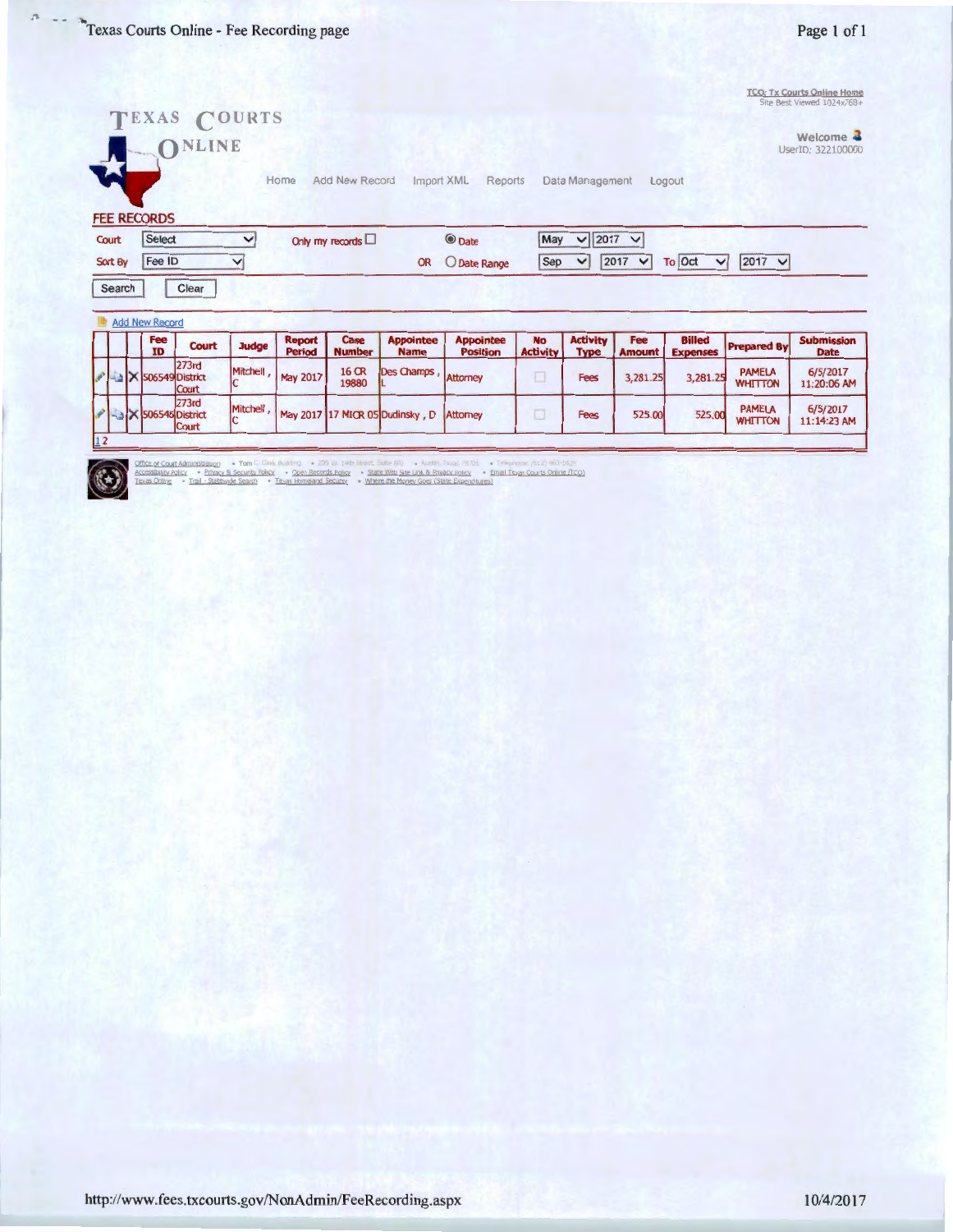TCO: Tx Courts Online Home
Site Best Viewed 1024x768+

# TEXAS COURTS ONLINE

Welcome
UserID: 322100000

Home Add New Record Import XML Reports Data Management Logout

## FEE RECORDS

Court: Select | Only my records ☐ | ◉ Date: May 2017

Sort By: Fee ID | OR ○ Date Range: Sep 2017 To Oct 2017

Search Clear

Add New Record

| | | | Fee ID | Court | Judge | Report Period | Case Number | Appointee Name | Appointee Position | No Activity | Activity Type | Fee Amount | Billed Expenses | Prepared By | Submission Date |
|---|---|---|---|---|---|---|---|---|---|---|---|---|---|---|---|
| | | X | 506549 | 273rd District Court | Mitchell, C | May 2017 | 16 CR 19880 | Des Champs, L | Attorney | ☐ | Fees | 3,281.25 | 3,281.25 | PAMELA WHITTON | 6/5/2017 11:20:06 AM |
| | | X | 506546 | 273rd District Court | Mitchell, C | May 2017 | 17 MICR 05 | Dudinsky, D | Attorney | ☐ | Fees | 525.00 | 525.00 | PAMELA WHITTON | 6/5/2017 11:14:23 AM |

1 2

Office of Court Administration • Tom C. Clark Building • 205 W. 14th Street, Suite 600 • Austin, Texas 78701 • Telephone: (512) 463-1625
Accessibility Policy • Privacy & Security Policy • Open Records Policy • State Web Site Link & Privacy policy • Email Texas Courts Online (TCO)
Texas Online • Trail - Statewide Search • Texas Homeland Security • Where the Money Goes (State Expenditures)